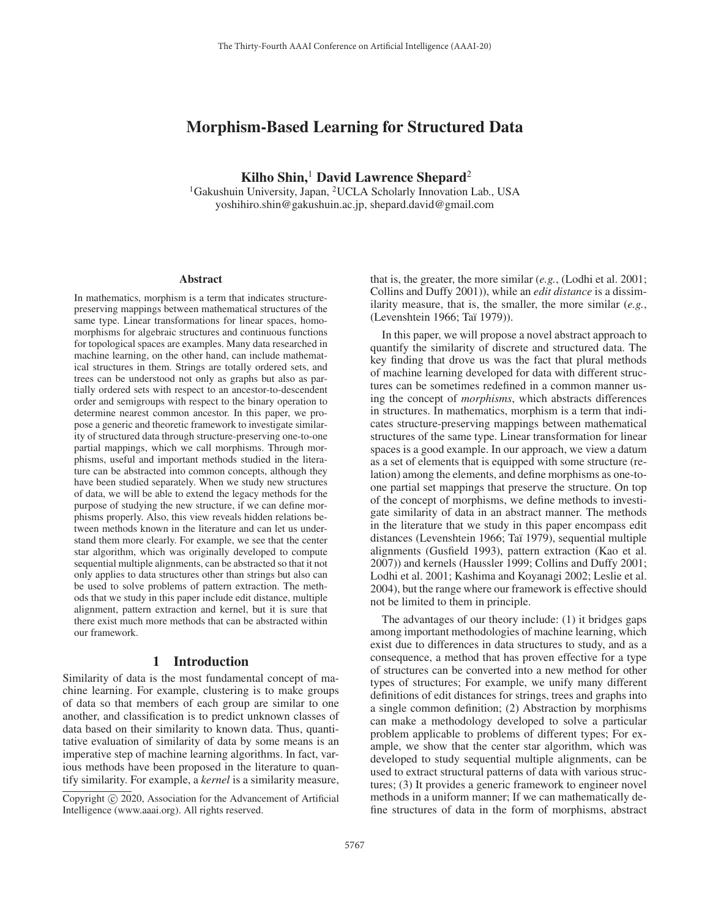# Morphism-Based Learning for Structured Data

**Kilho Shin,[1] David Lawrence Shepard[2]**

[1]Gakushuin University, Japan, [2]UCLA Scholarly Innovation Lab., USA
yoshihiro.shin@gakushuin.ac.jp, shepard.david@gmail.com

## Abstract

In mathematics, morphism is a term that indicates structure-preserving mappings between mathematical structures of the same type. Linear transformations for linear spaces, homomorphisms for algebraic structures and continuous functions for topological spaces are examples. Many data researched in machine learning, on the other hand, can include mathematical structures in them. Strings are totally ordered sets, and trees can be understood not only as graphs but also as partially ordered sets with respect to an ancestor-to-descendent order and semigroups with respect to the binary operation to determine nearest common ancestor. In this paper, we propose a generic and theoretic framework to investigate similarity of structured data through structure-preserving one-to-one partial mappings, which we call morphisms. Through morphisms, useful and important methods studied in the literature can be abstracted into common concepts, although they have been studied separately. When we study new structures of data, we will be able to extend the legacy methods for the purpose of studying the new structure, if we can define morphisms properly. Also, this view reveals hidden relations between methods known in the literature and can let us understand them more clearly. For example, we see that the center star algorithm, which was originally developed to compute sequential multiple alignments, can be abstracted so that it not only applies to data structures other than strings but also can be used to solve problems of pattern extraction. The methods that we study in this paper include edit distance, multiple alignment, pattern extraction and kernel, but it is sure that there exist much more methods that can be abstracted within our framework.

## 1 Introduction

Similarity of data is the most fundamental concept of machine learning. For example, clustering is to make groups of data so that members of each group are similar to one another, and classification is to predict unknown classes of data based on their similarity to known data. Thus, quantitative evaluation of similarity of data by some means is an imperative step of machine learning algorithms. In fact, various methods have been proposed in the literature to quantify similarity. For example, a *kernel* is a similarity measure, that is, the greater, the more similar (*e.g.*, (Lodhi et al. 2001; Collins and Duffy 2001)), while an *edit distance* is a dissimilarity measure, that is, the smaller, the more similar (*e.g.*, (Levenshtein 1966; Taï 1979)).

In this paper, we will propose a novel abstract approach to quantify the similarity of discrete and structured data. The key finding that drove us was the fact that plural methods of machine learning developed for data with different structures can be sometimes redefined in a common manner using the concept of *morphisms*, which abstracts differences in structures. In mathematics, morphism is a term that indicates structure-preserving mappings between mathematical structures of the same type. Linear transformation for linear spaces is a good example. In our approach, we view a datum as a set of elements that is equipped with some structure (relation) among the elements, and define morphisms as one-to-one partial set mappings that preserve the structure. On top of the concept of morphisms, we define methods to investigate similarity of data in an abstract manner. The methods in the literature that we study in this paper encompass edit distances (Levenshtein 1966; Taï 1979), sequential multiple alignments (Gusfield 1993), pattern extraction (Kao et al. 2007)) and kernels (Haussler 1999; Collins and Duffy 2001; Lodhi et al. 2001; Kashima and Koyanagi 2002; Leslie et al. 2004), but the range where our framework is effective should not be limited to them in principle.

The advantages of our theory include: (1) it bridges gaps among important methodologies of machine learning, which exist due to differences in data structures to study, and as a consequence, a method that has proven effective for a type of structures can be converted into a new method for other types of structures; For example, we unify many different definitions of edit distances for strings, trees and graphs into a single common definition; (2) Abstraction by morphisms can make a methodology developed to solve a particular problem applicable to problems of different types; For example, we show that the center star algorithm, which was developed to study sequential multiple alignments, can be used to extract structural patterns of data with various structures; (3) It provides a generic framework to engineer novel methods in a uniform manner; If we can mathematically define structures of data in the form of morphisms, abstract

Copyright © 2020, Association for the Advancement of Artificial Intelligence (www.aaai.org). All rights reserved.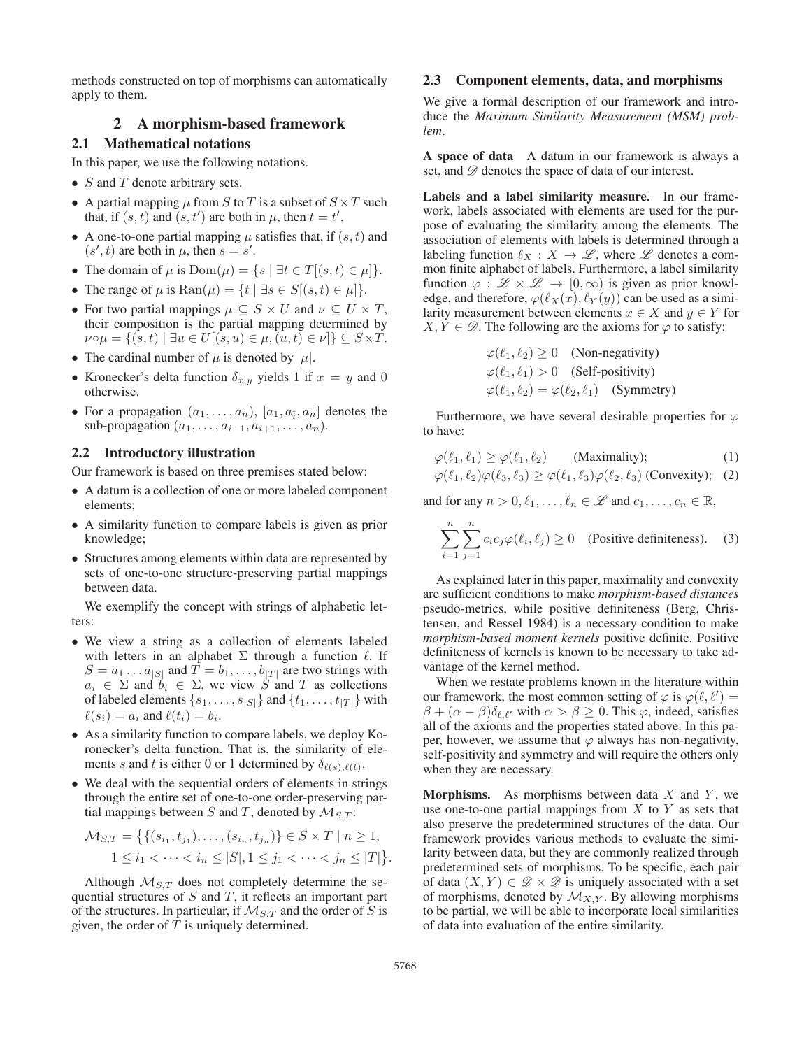methods constructed on top of morphisms can automatically apply to them.

# 2 A morphism-based framework

## 2.1 Mathematical notations

In this paper, we use the following notations.

- $S$ and $T$ denote arbitrary sets.
- A partial mapping $\mu$ from $S$ to $T$ is a subset of $S \times T$ such that, if $(s,t)$ and $(s,t')$ are both in $\mu$, then $t = t'$.
- A one-to-one partial mapping $\mu$ satisfies that, if $(s,t)$ and $(s',t)$ are both in $\mu$, then $s = s'$.
- The domain of $\mu$ is $\mathrm{Dom}(\mu) = \{s \mid \exists t \in T[(s,t) \in \mu]\}$.
- The range of $\mu$ is $\mathrm{Ran}(\mu) = \{t \mid \exists s \in S[(s,t) \in \mu]\}$.
- For two partial mappings $\mu \subseteq S \times U$ and $\nu \subseteq U \times T$, their composition is the partial mapping determined by $\nu \circ \mu = \{(s,t) \mid \exists u \in U[(s,u) \in \mu, (u,t) \in \nu]\} \subseteq S \times T$.
- The cardinal number of $\mu$ is denoted by $|\mu|$.
- Kronecker's delta function $\delta_{x,y}$ yields 1 if $x = y$ and 0 otherwise.
- For a propagation $(a_1, \ldots, a_n)$, $[a_1, \hat{a_i}, a_n]$ denotes the sub-propagation $(a_1, \ldots, a_{i-1}, a_{i+1}, \ldots, a_n)$.

## 2.2 Introductory illustration

Our framework is based on three premises stated below:

- A datum is a collection of one or more labeled component elements;
- A similarity function to compare labels is given as prior knowledge;
- Structures among elements within data are represented by sets of one-to-one structure-preserving partial mappings between data.

We exemplify the concept with strings of alphabetic letters:

- We view a string as a collection of elements labeled with letters in an alphabet $\Sigma$ through a function $\ell$. If $S = a_1 \ldots a_{|S|}$ and $T = b_1, \ldots, b_{|T|}$ are two strings with $a_i \in \Sigma$ and $b_i \in \Sigma$, we view $S$ and $T$ as collections of labeled elements $\{s_1, \ldots, s_{|S|}\}$ and $\{t_1, \ldots, t_{|T|}\}$ with $\ell(s_i) = a_i$ and $\ell(t_i) = b_i$.
- As a similarity function to compare labels, we deploy Koronecker's delta function. That is, the similarity of elements $s$ and $t$ is either 0 or 1 determined by $\delta_{\ell(s),\ell(t)}$.
- We deal with the sequential orders of elements in strings through the entire set of one-to-one order-preserving partial mappings between $S$ and $T$, denoted by $\mathcal{M}_{S,T}$:

$$\mathcal{M}_{S,T} = \big\{\{(s_{i_1}, t_{j_1}), \ldots, (s_{i_n}, t_{j_n})\} \in S \times T \mid n \geq 1, \\ 1 \leq i_1 < \cdots < i_n \leq |S|, 1 \leq j_1 < \cdots < j_n \leq |T|\big\}.$$

Although $\mathcal{M}_{S,T}$ does not completely determine the sequential structures of $S$ and $T$, it reflects an important part of the structures. In particular, if $\mathcal{M}_{S,T}$ and the order of $S$ is given, the order of $T$ is uniquely determined.

## 2.3 Component elements, data, and morphisms

We give a formal description of our framework and introduce the *Maximum Similarity Measurement (MSM) problem*.

**A space of data** A datum in our framework is always a set, and $\mathscr{D}$ denotes the space of data of our interest.

**Labels and a label similarity measure.** In our framework, labels associated with elements are used for the purpose of evaluating the similarity among the elements. The association of elements with labels is determined through a labeling function $\ell_X : X \to \mathscr{L}$, where $\mathscr{L}$ denotes a common finite alphabet of labels. Furthermore, a label similarity function $\varphi : \mathscr{L} \times \mathscr{L} \to [0, \infty)$ is given as prior knowledge, and therefore, $\varphi(\ell_X(x), \ell_Y(y))$ can be used as a similarity measurement between elements $x \in X$ and $y \in Y$ for $X, Y \in \mathscr{D}$. The following are the axioms for $\varphi$ to satisfy:

$$\varphi(\ell_1, \ell_2) \geq 0 \quad \text{(Non-negativity)}$$
$$\varphi(\ell_1, \ell_1) > 0 \quad \text{(Self-positivity)}$$
$$\varphi(\ell_1, \ell_2) = \varphi(\ell_2, \ell_1) \quad \text{(Symmetry)}$$

Furthermore, we have several desirable properties for $\varphi$ to have:

$$\varphi(\ell_1, \ell_1) \geq \varphi(\ell_1, \ell_2) \qquad \text{(Maximality)}; \tag{1}$$
$$\varphi(\ell_1, \ell_2)\varphi(\ell_3, \ell_3) \geq \varphi(\ell_1, \ell_3)\varphi(\ell_2, \ell_3) \text{ (Convexity)}; \tag{2}$$

and for any $n > 0, \ell_1, \ldots, \ell_n \in \mathscr{L}$ and $c_1, \ldots, c_n \in \mathbb{R}$,

$$\sum_{i=1}^{n} \sum_{j=1}^{n} c_i c_j \varphi(\ell_i, \ell_j) \geq 0 \quad \text{(Positive definiteness)}. \tag{3}$$

As explained later in this paper, maximality and convexity are sufficient conditions to make *morphism-based distances* pseudo-metrics, while positive definiteness (Berg, Christensen, and Ressel 1984) is a necessary condition to make *morphism-based moment kernels* positive definite. Positive definiteness of kernels is known to be necessary to take advantage of the kernel method.

When we restate problems known in the literature within our framework, the most common setting of $\varphi$ is $\varphi(\ell, \ell') = \beta + (\alpha - \beta)\delta_{\ell,\ell'}$ with $\alpha > \beta \geq 0$. This $\varphi$, indeed, satisfies all of the axioms and the properties stated above. In this paper, however, we assume that $\varphi$ always has non-negativity, self-positivity and symmetry and will require the others only when they are necessary.

**Morphisms.** As morphisms between data $X$ and $Y$, we use one-to-one partial mappings from $X$ to $Y$ as sets that also preserve the predetermined structures of the data. Our framework provides various methods to evaluate the similarity between data, but they are commonly realized through predetermined sets of morphisms. To be specific, each pair of data $(X, Y) \in \mathscr{D} \times \mathscr{D}$ is uniquely associated with a set of morphisms, denoted by $\mathcal{M}_{X,Y}$. By allowing morphisms to be partial, we will be able to incorporate local similarities of data into evaluation of the entire similarity.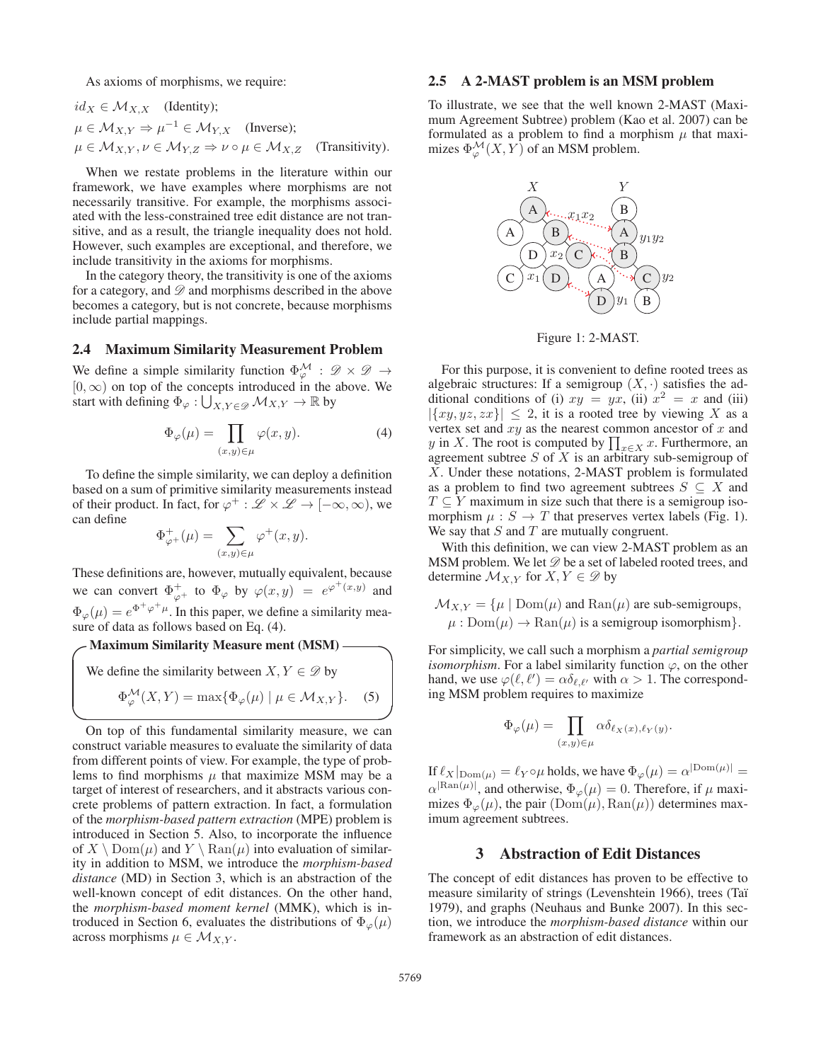As axioms of morphisms, we require:

$id_X \in \mathcal{M}_{X,X}$ (Identity);

$\mu \in \mathcal{M}_{X,Y} \Rightarrow \mu^{-1} \in \mathcal{M}_{Y,X}$ (Inverse);

$\mu \in \mathcal{M}_{X,Y}, \nu \in \mathcal{M}_{Y,Z} \Rightarrow \nu \circ \mu \in \mathcal{M}_{X,Z}$ (Transitivity).

When we restate problems in the literature within our framework, we have examples where morphisms are not necessarily transitive. For example, the morphisms associated with the less-constrained tree edit distance are not transitive, and as a result, the triangle inequality does not hold. However, such examples are exceptional, and therefore, we include transitivity in the axioms for morphisms.

In the category theory, the transitivity is one of the axioms for a category, and $\mathscr{D}$ and morphisms described in the above becomes a category, but is not concrete, because morphisms include partial mappings.

### 2.4 Maximum Similarity Measurement Problem

We define a simple similarity function $\Phi_\varphi^{\mathcal{M}} : \mathscr{D} \times \mathscr{D} \to [0, \infty)$ on top of the concepts introduced in the above. We start with defining $\Phi_\varphi : \bigcup_{X,Y \in \mathscr{D}} \mathcal{M}_{X,Y} \to \mathbb{R}$ by

$$\Phi_\varphi(\mu) = \prod_{(x,y)\in\mu} \varphi(x, y). \tag{4}$$

To define the simple similarity, we can deploy a definition based on a sum of primitive similarity measurements instead of their product. In fact, for $\varphi^+ : \mathscr{L} \times \mathscr{L} \to [-\infty, \infty)$, we can define

$$\Phi^+_{\varphi^+}(\mu) = \sum_{(x,y)\in\mu} \varphi^+(x, y).$$

These definitions are, however, mutually equivalent, because we can convert $\Phi^+_{\varphi^+}$ to $\Phi_\varphi$ by $\varphi(x, y) = e^{\varphi^+(x,y)}$ and $\Phi_\varphi(\mu) = e^{\Phi^+{\varphi^+}\mu}$. In this paper, we define a similarity measure of data as follows based on Eq. (4).

**Maximum Similarity Measure ment (MSM)**

We define the similarity between $X, Y \in \mathscr{D}$ by

$$\Phi_\varphi^{\mathcal{M}}(X, Y) = \max\{\Phi_\varphi(\mu) \mid \mu \in \mathcal{M}_{X,Y}\}. \tag{5}$$

On top of this fundamental similarity measure, we can construct variable measures to evaluate the similarity of data from different points of view. For example, the type of problems to find morphisms $\mu$ that maximize MSM may be a target of interest of researchers, and it abstracts various concrete problems of pattern extraction. In fact, a formulation of the *morphism-based pattern extraction* (MPE) problem is introduced in Section 5. Also, to incorporate the influence of $X \setminus \mathrm{Dom}(\mu)$ and $Y \setminus \mathrm{Ran}(\mu)$ into evaluation of similarity in addition to MSM, we introduce the *morphism-based distance* (MD) in Section 3, which is an abstraction of the well-known concept of edit distances. On the other hand, the *morphism-based moment kernel* (MMK), which is introduced in Section 6, evaluates the distributions of $\Phi_\varphi(\mu)$ across morphisms $\mu \in \mathcal{M}_{X,Y}$.

### 2.5 A 2-MAST problem is an MSM problem

To illustrate, we see that the well known 2-MAST (Maximum Agreement Subtree) problem (Kao et al. 2007) can be formulated as a problem to find a morphism $\mu$ that maximizes $\Phi_\varphi^{\mathcal{M}}(X, Y)$ of an MSM problem.

Figure 1: 2-MAST.

For this purpose, it is convenient to define rooted trees as algebraic structures: If a semigroup $(X, \cdot)$ satisfies the additional conditions of (i) $xy = yx$, (ii) $x^2 = x$ and (iii) $|\{xy, yz, zx\}| \leq 2$, it is a rooted tree by viewing $X$ as a vertex set and $xy$ as the nearest common ancestor of $x$ and $y$ in $X$. The root is computed by $\prod_{x\in X} x$. Furthermore, an agreement subtree $S$ of $X$ is an arbitrary sub-semigroup of $X$. Under these notations, 2-MAST problem is formulated as a problem to find two agreement subtrees $S \subseteq X$ and $T \subseteq Y$ maximum in size such that there is a semigroup isomorphism $\mu : S \to T$ that preserves vertex labels (Fig. 1). We say that $S$ and $T$ are mutually congruent.

With this definition, we can view 2-MAST problem as an MSM problem. We let $\mathscr{D}$ be a set of labeled rooted trees, and determine $\mathcal{M}_{X,Y}$ for $X, Y \in \mathscr{D}$ by

$$\begin{aligned}\mathcal{M}_{X,Y} = \{\mu \mid\ & \mathrm{Dom}(\mu) \text{ and } \mathrm{Ran}(\mu) \text{ are sub-semigroups},\\ & \mu : \mathrm{Dom}(\mu) \to \mathrm{Ran}(\mu) \text{ is a semigroup isomorphism}\}.\end{aligned}$$

For simplicity, we call such a morphism a *partial semigroup isomorphism*. For a label similarity function $\varphi$, on the other hand, we use $\varphi(\ell, \ell') = \alpha\delta_{\ell,\ell'}$ with $\alpha > 1$. The corresponding MSM problem requires to maximize

$$\Phi_\varphi(\mu) = \prod_{(x,y)\in\mu} \alpha\delta_{\ell_X(x),\ell_Y(y)}.$$

If $\ell_X|_{\mathrm{Dom}(\mu)} = \ell_Y \circ \mu$ holds, we have $\Phi_\varphi(\mu) = \alpha^{|\mathrm{Dom}(\mu)|} = \alpha^{|\mathrm{Ran}(\mu)|}$, and otherwise, $\Phi_\varphi(\mu) = 0$. Therefore, if $\mu$ maximizes $\Phi_\varphi(\mu)$, the pair $(\mathrm{Dom}(\mu), \mathrm{Ran}(\mu))$ determines maximum agreement subtrees.

## 3 Abstraction of Edit Distances

The concept of edit distances has proven to be effective to measure similarity of strings (Levenshtein 1966), trees (Taï 1979), and graphs (Neuhaus and Bunke 2007). In this section, we introduce the *morphism-based distance* within our framework as an abstraction of edit distances.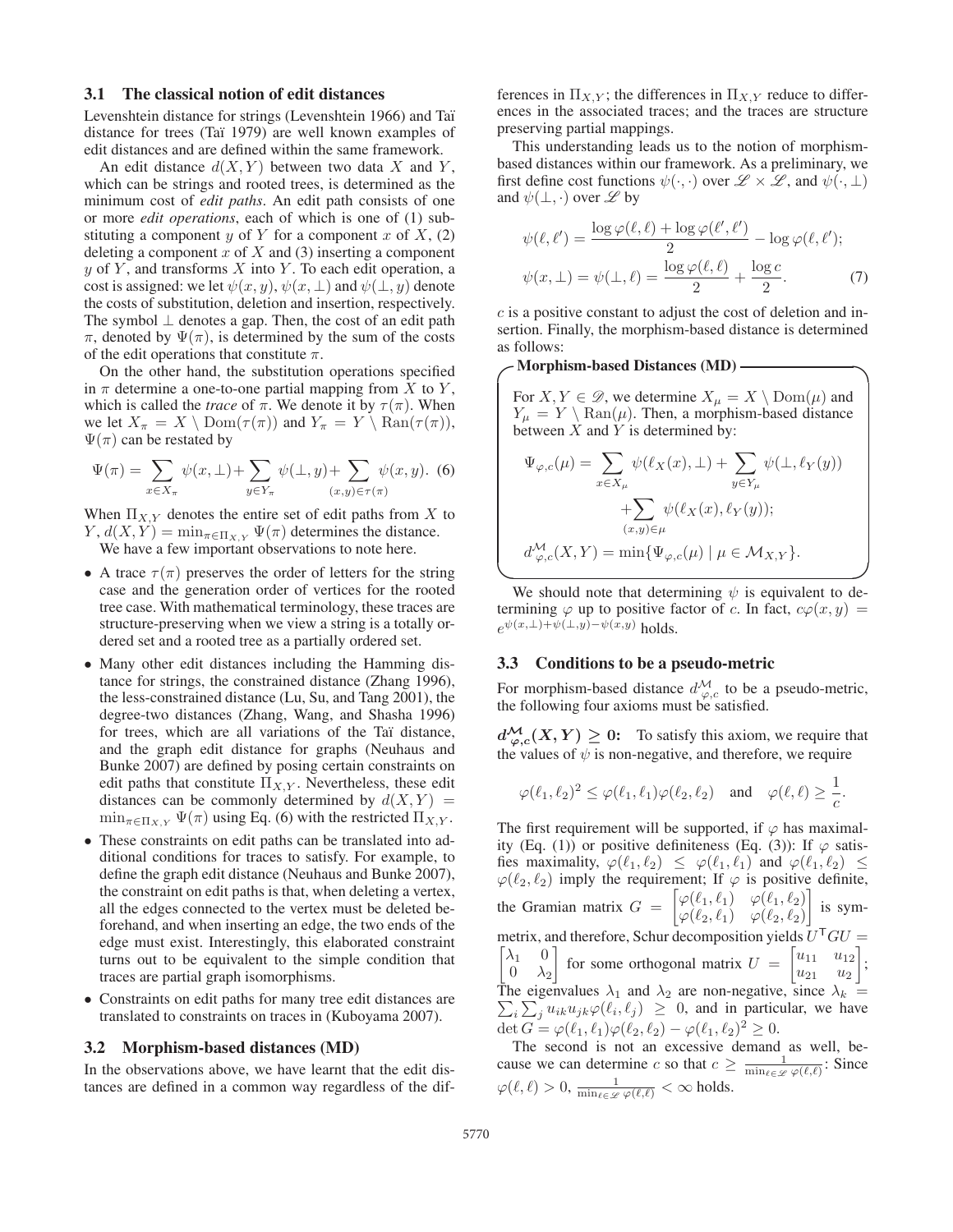### 3.1 The classical notion of edit distances

Levenshtein distance for strings (Levenshtein 1966) and Taï distance for trees (Taï 1979) are well known examples of edit distances and are defined within the same framework.

An edit distance $d(X, Y)$ between two data $X$ and $Y$, which can be strings and rooted trees, is determined as the minimum cost of *edit paths*. An edit path consists of one or more *edit operations*, each of which is one of (1) substituting a component $y$ of $Y$ for a component $x$ of $X$, (2) deleting a component $x$ of $X$ and (3) inserting a component $y$ of $Y$, and transforms $X$ into $Y$. To each edit operation, a cost is assigned: we let $\psi(x, y)$, $\psi(x, \perp)$ and $\psi(\perp, y)$ denote the costs of substitution, deletion and insertion, respectively. The symbol $\perp$ denotes a gap. Then, the cost of an edit path $\pi$, denoted by $\Psi(\pi)$, is determined by the sum of the costs of the edit operations that constitute $\pi$.

On the other hand, the substitution operations specified in $\pi$ determine a one-to-one partial mapping from $X$ to $Y$, which is called the *trace* of $\pi$. We denote it by $\tau(\pi)$. When we let $X_\pi = X \setminus \mathrm{Dom}(\tau(\pi))$ and $Y_\pi = Y \setminus \mathrm{Ran}(\tau(\pi))$, $\Psi(\pi)$ can be restated by

$$\Psi(\pi) = \sum_{x \in X_\pi} \psi(x, \perp) + \sum_{y \in Y_\pi} \psi(\perp, y) + \sum_{(x,y) \in \tau(\pi)} \psi(x, y). \quad (6)$$

When $\Pi_{X,Y}$ denotes the entire set of edit paths from $X$ to $Y$, $d(X, Y) = \min_{\pi \in \Pi_{X,Y}} \Psi(\pi)$ determines the distance.

We have a few important observations to note here.

- A trace $\tau(\pi)$ preserves the order of letters for the string case and the generation order of vertices for the rooted tree case. With mathematical terminology, these traces are structure-preserving when we view a string is a totally ordered set and a rooted tree as a partially ordered set.
- Many other edit distances including the Hamming distance for strings, the constrained distance (Zhang 1996), the less-constrained distance (Lu, Su, and Tang 2001), the degree-two distances (Zhang, Wang, and Shasha 1996) for trees, which are all variations of the Taï distance, and the graph edit distance for graphs (Neuhaus and Bunke 2007) are defined by posing certain constraints on edit paths that constitute $\Pi_{X,Y}$. Nevertheless, these edit distances can be commonly determined by $d(X, Y) = \min_{\pi \in \Pi_{X,Y}} \Psi(\pi)$ using Eq. (6) with the restricted $\Pi_{X,Y}$.
- These constraints on edit paths can be translated into additional conditions for traces to satisfy. For example, to define the graph edit distance (Neuhaus and Bunke 2007), the constraint on edit paths is that, when deleting a vertex, all the edges connected to the vertex must be deleted beforehand, and when inserting an edge, the two ends of the edge must exist. Interestingly, this elaborated constraint turns out to be equivalent to the simple condition that traces are partial graph isomorphisms.
- Constraints on edit paths for many tree edit distances are translated to constraints on traces in (Kuboyama 2007).

### 3.2 Morphism-based distances (MD)

In the observations above, we have learnt that the edit distances are defined in a common way regardless of the differences in $\Pi_{X,Y}$; the differences in $\Pi_{X,Y}$ reduce to differences in the associated traces; and the traces are structure preserving partial mappings.

This understanding leads us to the notion of morphism-based distances within our framework. As a preliminary, we first define cost functions $\psi(\cdot, \cdot)$ over $\mathscr{L} \times \mathscr{L}$, and $\psi(\cdot, \perp)$ and $\psi(\perp, \cdot)$ over $\mathscr{L}$ by

$$\psi(\ell, \ell') = \frac{\log \varphi(\ell, \ell) + \log \varphi(\ell', \ell')}{2} - \log \varphi(\ell, \ell');$$
$$\psi(x, \perp) = \psi(\perp, \ell) = \frac{\log \varphi(\ell, \ell)}{2} + \frac{\log c}{2}. \quad (7)$$

$c$ is a positive constant to adjust the cost of deletion and insertion. Finally, the morphism-based distance is determined as follows:

**Morphism-based Distances (MD)**

For $X, Y \in \mathscr{D}$, we determine $X_\mu = X \setminus \mathrm{Dom}(\mu)$ and $Y_\mu = Y \setminus \mathrm{Ran}(\mu)$. Then, a morphism-based distance between $X$ and $Y$ is determined by:

$$\Psi_{\varphi,c}(\mu) = \sum_{x \in X_\mu} \psi(\ell_X(x), \perp) + \sum_{y \in Y_\mu} \psi(\perp, \ell_Y(y)) + \sum_{(x,y) \in \mu} \psi(\ell_X(x), \ell_Y(y));$$

$$d^{\mathcal{M}}_{\varphi,c}(X, Y) = \min\{\Psi_{\varphi,c}(\mu) \mid \mu \in \mathcal{M}_{X,Y}\}.$$

We should note that determining $\psi$ is equivalent to determining $\varphi$ up to positive factor of $c$. In fact, $c\varphi(x, y) = e^{\psi(x,\perp)+\psi(\perp,y)-\psi(x,y)}$ holds.

### 3.3 Conditions to be a pseudo-metric

For morphism-based distance $d^{\mathcal{M}}_{\varphi,c}$ to be a pseudo-metric, the following four axioms must be satisfied.

$\boldsymbol{d^{\mathcal{M}}_{\varphi,c}(X, Y) \geq 0}$**:** To satisfy this axiom, we require that the values of $\psi$ is non-negative, and therefore, we require

$$\varphi(\ell_1, \ell_2)^2 \leq \varphi(\ell_1, \ell_1)\varphi(\ell_2, \ell_2) \quad \text{and} \quad \varphi(\ell, \ell) \geq \frac{1}{c}.$$

The first requirement will be supported, if $\varphi$ has maximality (Eq. (1)) or positive definiteness (Eq. (3)): If $\varphi$ satisfies maximality, $\varphi(\ell_1, \ell_2) \leq \varphi(\ell_1, \ell_1)$ and $\varphi(\ell_1, \ell_2) \leq \varphi(\ell_2, \ell_2)$ imply the requirement; If $\varphi$ is positive definite, the Gramian matrix $G = \begin{bmatrix} \varphi(\ell_1, \ell_1) & \varphi(\ell_1, \ell_2) \\ \varphi(\ell_2, \ell_1) & \varphi(\ell_2, \ell_2) \end{bmatrix}$ is symmetrix, and therefore, Schur decomposition yields $U^\intercal G U = \begin{bmatrix} \lambda_1 & 0 \\ 0 & \lambda_2 \end{bmatrix}$ for some orthogonal matrix $U = \begin{bmatrix} u_{11} & u_{12} \\ u_{21} & u_2 \end{bmatrix}$; The eigenvalues $\lambda_1$ and $\lambda_2$ are non-negative, since $\lambda_k = \sum_i \sum_j u_{ik} u_{jk} \varphi(\ell_i, \ell_j) \geq 0$, and in particular, we have $\det G = \varphi(\ell_1, \ell_1)\varphi(\ell_2, \ell_2) - \varphi(\ell_1, \ell_2)^2 \geq 0$.

The second is not an excessive demand as well, because we can determine $c$ so that $c \geq \frac{1}{\min_{\ell \in \mathscr{L}} \varphi(\ell, \ell)}$: Since $\varphi(\ell, \ell) > 0$, $\frac{1}{\min_{\ell \in \mathscr{L}} \varphi(\ell, \ell)} < \infty$ holds.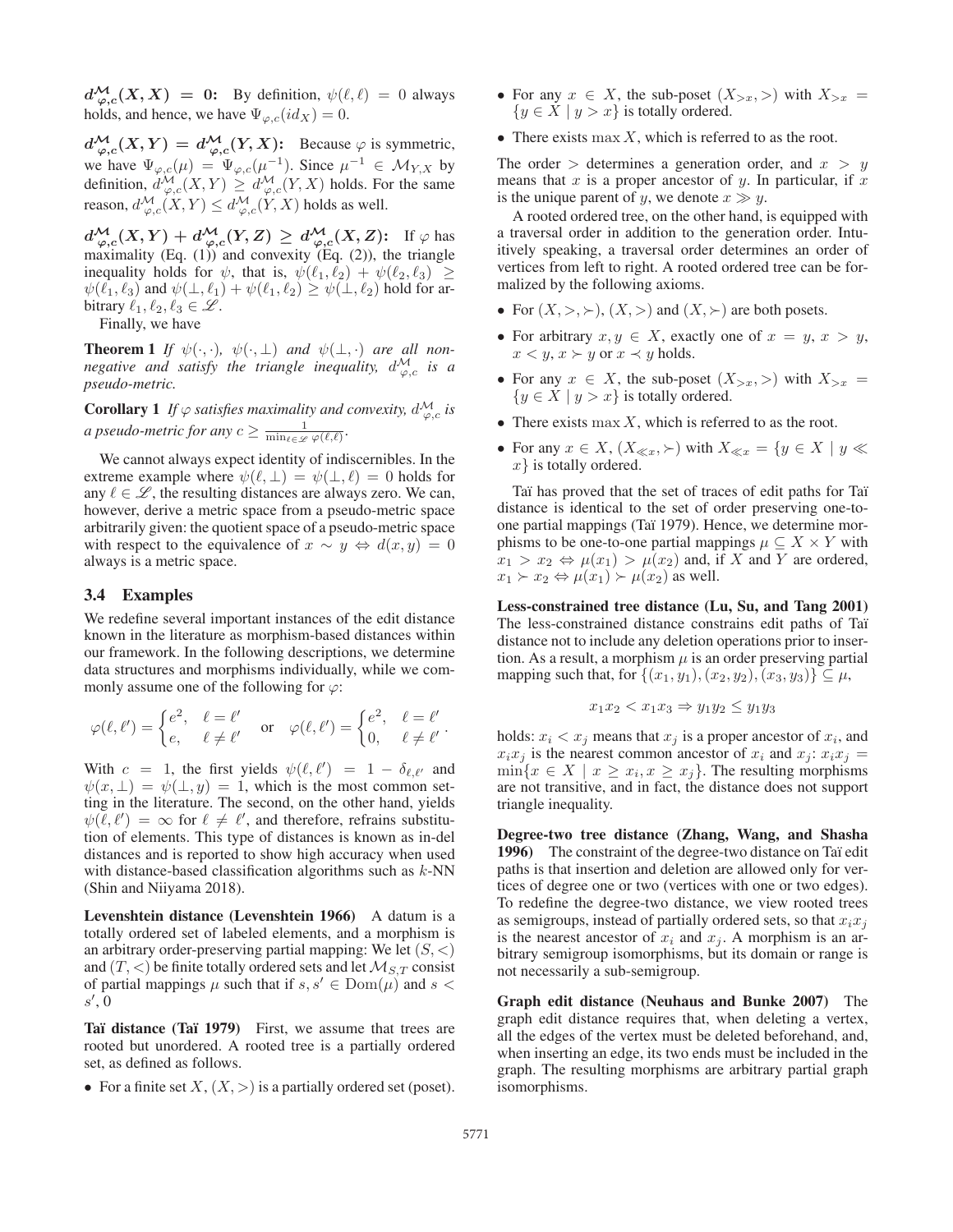$\boldsymbol{d^{\mathcal{M}}_{\varphi,c}(X,X) = 0}$**:** By definition, $\psi(\ell,\ell) = 0$ always holds, and hence, we have $\Psi_{\varphi,c}(id_X) = 0$.

$\boldsymbol{d^{\mathcal{M}}_{\varphi,c}(X,Y) = d^{\mathcal{M}}_{\varphi,c}(Y,X)}$**:** Because $\varphi$ is symmetric, we have $\Psi_{\varphi,c}(\mu) = \Psi_{\varphi,c}(\mu^{-1})$. Since $\mu^{-1} \in \mathcal{M}_{Y,X}$ by definition, $d^{\mathcal{M}}_{\varphi,c}(X,Y) \geq d^{\mathcal{M}}_{\varphi,c}(Y,X)$ holds. For the same reason, $d^{\mathcal{M}}_{\varphi,c}(X,Y) \leq d^{\mathcal{M}}_{\varphi,c}(Y,X)$ holds as well.

$\boldsymbol{d^{\mathcal{M}}_{\varphi,c}(X,Y) + d^{\mathcal{M}}_{\varphi,c}(Y,Z) \geq d^{\mathcal{M}}_{\varphi,c}(X,Z)}$**:** If $\varphi$ has maximality (Eq. (1)) and convexity (Eq. (2)), the triangle inequality holds for $\psi$, that is, $\psi(\ell_1,\ell_2) + \psi(\ell_2,\ell_3) \geq \psi(\ell_1,\ell_3)$ and $\psi(\perp,\ell_1) + \psi(\ell_1,\ell_2) \geq \psi(\perp,\ell_2)$ hold for arbitrary $\ell_1,\ell_2,\ell_3 \in \mathscr{L}$.

Finally, we have

**Theorem 1** *If $\psi(\cdot,\cdot)$, $\psi(\cdot,\perp)$ and $\psi(\perp,\cdot)$ are all non-negative and satisfy the triangle inequality, $d^{\mathcal{M}}_{\varphi,c}$ is a pseudo-metric.*

**Corollary 1** *If $\varphi$ satisfies maximality and convexity, $d^{\mathcal{M}}_{\varphi,c}$ is a pseudo-metric for any $c \geq \frac{1}{\min_{\ell\in\mathscr{L}}\varphi(\ell,\ell)}$.*

We cannot always expect identity of indiscernibles. In the extreme example where $\psi(\ell,\perp) = \psi(\perp,\ell) = 0$ holds for any $\ell \in \mathscr{L}$, the resulting distances are always zero. We can, however, derive a metric space from a pseudo-metric space arbitrarily given: the quotient space of a pseudo-metric space with respect to the equivalence of $x \sim y \Leftrightarrow d(x,y) = 0$ always is a metric space.

### 3.4 Examples

We redefine several important instances of the edit distance known in the literature as morphism-based distances within our framework. In the following descriptions, we determine data structures and morphisms individually, while we commonly assume one of the following for $\varphi$:

$$\varphi(\ell,\ell') = \begin{cases} e^2, & \ell = \ell' \\ e, & \ell \neq \ell' \end{cases} \quad \text{or} \quad \varphi(\ell,\ell') = \begin{cases} e^2, & \ell = \ell' \\ 0, & \ell \neq \ell' \end{cases}.$$

With $c = 1$, the first yields $\psi(\ell,\ell') = 1 - \delta_{\ell,\ell'}$ and $\psi(x,\perp) = \psi(\perp,y) = 1$, which is the most common setting in the literature. The second, on the other hand, yields $\psi(\ell,\ell') = \infty$ for $\ell \neq \ell'$, and therefore, refrains substitution of elements. This type of distances is known as in-del distances and is reported to show high accuracy when used with distance-based classification algorithms such as $k$-NN (Shin and Niiyama 2018).

**Levenshtein distance (Levenshtein 1966)** A datum is a totally ordered set of labeled elements, and a morphism is an arbitrary order-preserving partial mapping: We let $(S,<)$ and $(T,<)$ be finite totally ordered sets and let $\mathcal{M}_{S,T}$ consist of partial mappings $\mu$ such that if $s, s' \in \mathrm{Dom}(\mu)$ and $s < s'$, 0

**Taï distance (Taï 1979)** First, we assume that trees are rooted but unordered. A rooted tree is a partially ordered set, as defined as follows.

- For a finite set $X$, $(X,>)$ is a partially ordered set (poset).
- For any $x \in X$, the sub-poset $(X_{>x},>)$ with $X_{>x} = \{y \in X \mid y > x\}$ is totally ordered.
- There exists $\max X$, which is referred to as the root.

The order $>$ determines a generation order, and $x > y$ means that $x$ is a proper ancestor of $y$. In particular, if $x$ is the unique parent of $y$, we denote $x \gg y$.

A rooted ordered tree, on the other hand, is equipped with a traversal order in addition to the generation order. Intuitively speaking, a traversal order determines an order of vertices from left to right. A rooted ordered tree can be formalized by the following axioms.

- For $(X,>,\succ)$, $(X,>)$ and $(X,\succ)$ are both posets.
- For arbitrary $x,y \in X$, exactly one of $x = y$, $x > y$, $x < y$, $x \succ y$ or $x \prec y$ holds.
- For any $x \in X$, the sub-poset $(X_{>x},>)$ with $X_{>x} = \{y \in X \mid y > x\}$ is totally ordered.
- There exists $\max X$, which is referred to as the root.
- For any $x \in X$, $(X_{\ll x},\succ)$ with $X_{\ll x} = \{y \in X \mid y \ll x\}$ is totally ordered.

Taï has proved that the set of traces of edit paths for Taï distance is identical to the set of order preserving one-to-one partial mappings (Taï 1979). Hence, we determine morphisms to be one-to-one partial mappings $\mu \subseteq X \times Y$ with $x_1 > x_2 \Leftrightarrow \mu(x_1) > \mu(x_2)$ and, if $X$ and $Y$ are ordered, $x_1 \succ x_2 \Leftrightarrow \mu(x_1) \succ \mu(x_2)$ as well.

**Less-constrained tree distance (Lu, Su, and Tang 2001)** The less-constrained distance constrains edit paths of Taï distance not to include any deletion operations prior to insertion. As a result, a morphism $\mu$ is an order preserving partial mapping such that, for $\{(x_1,y_1),(x_2,y_2),(x_3,y_3)\} \subseteq \mu$,

$$x_1x_2 < x_1x_3 \Rightarrow y_1y_2 \leq y_1y_3$$

holds: $x_i < x_j$ means that $x_j$ is a proper ancestor of $x_i$, and $x_ix_j$ is the nearest common ancestor of $x_i$ and $x_j$: $x_ix_j = \min\{x \in X \mid x \geq x_i, x \geq x_j\}$. The resulting morphisms are not transitive, and in fact, the distance does not support triangle inequality.

**Degree-two tree distance (Zhang, Wang, and Shasha 1996)** The constraint of the degree-two distance on Taï edit paths is that insertion and deletion are allowed only for vertices of degree one or two (vertices with one or two edges). To redefine the degree-two distance, we view rooted trees as semigroups, instead of partially ordered sets, so that $x_ix_j$ is the nearest ancestor of $x_i$ and $x_j$. A morphism is an arbitrary semigroup isomorphisms, but its domain or range is not necessarily a sub-semigroup.

**Graph edit distance (Neuhaus and Bunke 2007)** The graph edit distance requires that, when deleting a vertex, all the edges of the vertex must be deleted beforehand, and, when inserting an edge, its two ends must be included in the graph. The resulting morphisms are arbitrary partial graph isomorphisms.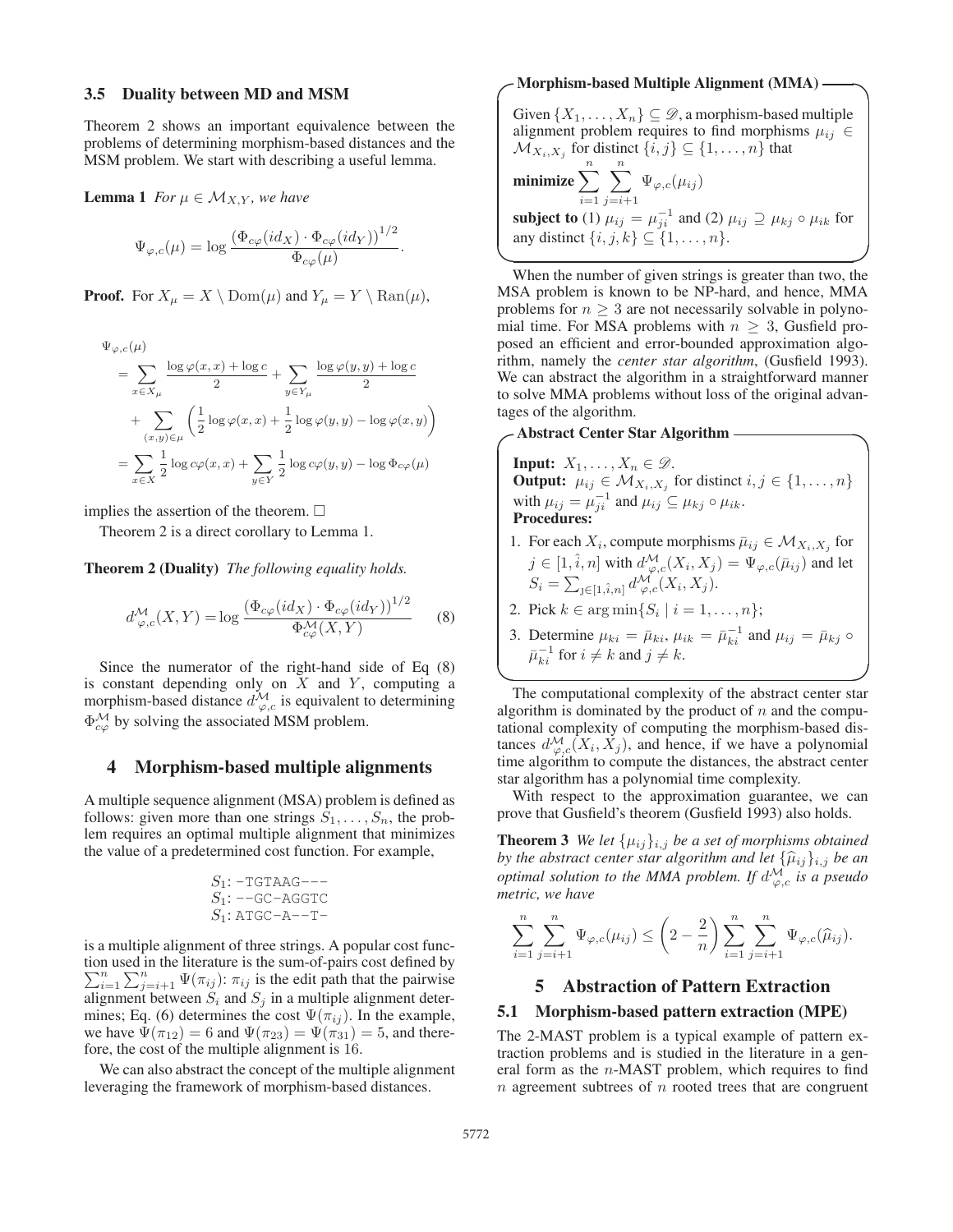### 3.5 Duality between MD and MSM

Theorem 2 shows an important equivalence between the problems of determining morphism-based distances and the MSM problem. We start with describing a useful lemma.

**Lemma 1** *For $\mu \in \mathcal{M}_{X,Y}$, we have*

$$\Psi_{\varphi,c}(\mu) = \log \frac{\left(\Phi_{c\varphi}(id_X) \cdot \Phi_{c\varphi}(id_Y)\right)^{1/2}}{\Phi_{c\varphi}(\mu)}.$$

**Proof.** For $X_\mu = X \setminus \mathrm{Dom}(\mu)$ and $Y_\mu = Y \setminus \mathrm{Ran}(\mu)$,

$$\begin{aligned}
&\Psi_{\varphi,c}(\mu) \\
&= \sum_{x \in X_\mu} \frac{\log \varphi(x,x) + \log c}{2} + \sum_{y \in Y_\mu} \frac{\log \varphi(y,y) + \log c}{2} \\
&\quad + \sum_{(x,y) \in \mu} \left( \frac{1}{2} \log \varphi(x,x) + \frac{1}{2} \log \varphi(y,y) - \log \varphi(x,y) \right) \\
&= \sum_{x \in X} \frac{1}{2} \log c\varphi(x,x) + \sum_{y \in Y} \frac{1}{2} \log c\varphi(y,y) - \log \Phi_{c\varphi}(\mu)
\end{aligned}$$

implies the assertion of the theorem. □

Theorem 2 is a direct corollary to Lemma 1.

**Theorem 2 (Duality)** *The following equality holds.*

$$d^{\mathcal{M}}_{\varphi,c}(X,Y) = \log \frac{\left(\Phi_{c\varphi}(id_X) \cdot \Phi_{c\varphi}(id_Y)\right)^{1/2}}{\Phi^{\mathcal{M}}_{c\varphi}(X,Y)} \tag{8}$$

Since the numerator of the right-hand side of Eq (8) is constant depending only on $X$ and $Y$, computing a morphism-based distance $d^{\mathcal{M}}_{\varphi,c}$ is equivalent to determining $\Phi^{\mathcal{M}}_{c\varphi}$ by solving the associated MSM problem.

## 4 Morphism-based multiple alignments

A multiple sequence alignment (MSA) problem is defined as follows: given more than one strings $S_1, \ldots, S_n$, the problem requires an optimal multiple alignment that minimizes the value of a predetermined cost function. For example,

```
S1: -TGTAAG---
S1: --GC-AGGTC
S1: ATGC-A--T-
```

is a multiple alignment of three strings. A popular cost function used in the literature is the sum-of-pairs cost defined by $\sum_{i=1}^{n} \sum_{j=i+1}^{n} \Psi(\pi_{ij})$: $\pi_{ij}$ is the edit path that the pairwise alignment between $S_i$ and $S_j$ in a multiple alignment determines; Eq. (6) determines the cost $\Psi(\pi_{ij})$. In the example, we have $\Psi(\pi_{12}) = 6$ and $\Psi(\pi_{23}) = \Psi(\pi_{31}) = 5$, and therefore, the cost of the multiple alignment is 16.

We can also abstract the concept of the multiple alignment leveraging the framework of morphism-based distances.

**Morphism-based Multiple Alignment (MMA)**

Given $\{X_1, \ldots, X_n\} \subseteq \mathscr{D}$, a morphism-based multiple alignment problem requires to find morphisms $\mu_{ij} \in \mathcal{M}_{X_i,X_j}$ for distinct $\{i,j\} \subseteq \{1, \ldots, n\}$ that

**minimize** $\sum_{i=1}^{n} \sum_{j=i+1}^{n} \Psi_{\varphi,c}(\mu_{ij})$

**subject to** (1) $\mu_{ij} = \mu_{ji}^{-1}$ and (2) $\mu_{ij} \supseteq \mu_{kj} \circ \mu_{ik}$ for any distinct $\{i,j,k\} \subseteq \{1, \ldots, n\}$.

When the number of given strings is greater than two, the MSA problem is known to be NP-hard, and hence, MMA problems for $n \geq 3$ are not necessarily solvable in polynomial time. For MSA problems with $n \geq 3$, Gusfield proposed an efficient and error-bounded approximation algorithm, namely the *center star algorithm*, (Gusfield 1993). We can abstract the algorithm in a straightforward manner to solve MMA problems without loss of the original advantages of the algorithm.

**Abstract Center Star Algorithm**

**Input:** $X_1, \ldots, X_n \in \mathscr{D}$.
**Output:** $\mu_{ij} \in \mathcal{M}_{X_i,X_j}$ for distinct $i,j \in \{1, \ldots, n\}$ with $\mu_{ij} = \mu_{ji}^{-1}$ and $\mu_{ij} \subseteq \mu_{kj} \circ \mu_{ik}$.
**Procedures:**

1. For each $X_i$, compute morphisms $\bar{\mu}_{ij} \in \mathcal{M}_{X_i,X_j}$ for $j \in [1, \hat{i}, n]$ with $d^{\mathcal{M}}_{\varphi,c}(X_i,X_j) = \Psi_{\varphi,c}(\bar{\mu}_{ij})$ and let $S_i = \sum_{j \in [1,\hat{i},n]} d^{\mathcal{M}}_{\varphi,c}(X_i,X_j)$.
2. Pick $k \in \arg\min\{S_i \mid i = 1, \ldots, n\}$;
3. Determine $\mu_{ki} = \bar{\mu}_{ki}$, $\mu_{ik} = \bar{\mu}_{ki}^{-1}$ and $\mu_{ij} = \bar{\mu}_{kj} \circ \bar{\mu}_{ki}^{-1}$ for $i \neq k$ and $j \neq k$.

The computational complexity of the abstract center star algorithm is dominated by the product of $n$ and the computational complexity of computing the morphism-based distances $d^{\mathcal{M}}_{\varphi,c}(X_i,X_j)$, and hence, if we have a polynomial time algorithm to compute the distances, the abstract center star algorithm has a polynomial time complexity.

With respect to the approximation guarantee, we can prove that Gusfield's theorem (Gusfield 1993) also holds.

**Theorem 3** *We let $\{\mu_{ij}\}_{i,j}$ be a set of morphisms obtained by the abstract center star algorithm and let $\{\widehat{\mu}_{ij}\}_{i,j}$ be an optimal solution to the MMA problem. If $d^{\mathcal{M}}_{\varphi,c}$ is a pseudo metric, we have*

$$\sum_{i=1}^{n} \sum_{j=i+1}^{n} \Psi_{\varphi,c}(\mu_{ij}) \leq \left(2 - \frac{2}{n}\right) \sum_{i=1}^{n} \sum_{j=i+1}^{n} \Psi_{\varphi,c}(\widehat{\mu}_{ij}).$$

## 5 Abstraction of Pattern Extraction

### 5.1 Morphism-based pattern extraction (MPE)

The 2-MAST problem is a typical example of pattern extraction problems and is studied in the literature in a general form as the $n$-MAST problem, which requires to find $n$ agreement subtrees of $n$ rooted trees that are congruent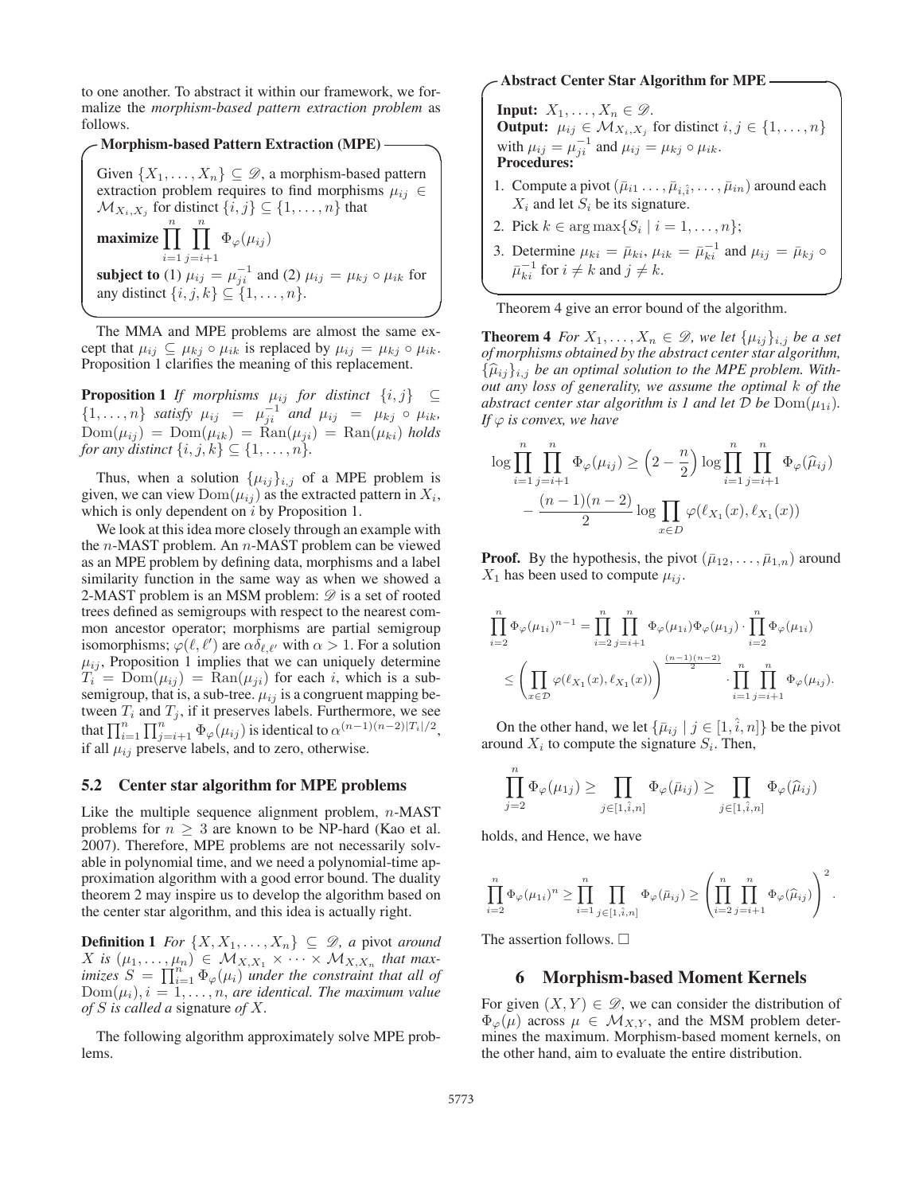to one another. To abstract it within our framework, we formalize the *morphism-based pattern extraction problem* as follows.

**Morphism-based Pattern Extraction (MPE)**

Given $\{X_1, \ldots, X_n\} \subseteq \mathscr{D}$, a morphism-based pattern extraction problem requires to find morphisms $\mu_{ij} \in \mathcal{M}_{X_i, X_j}$ for distinct $\{i, j\} \subseteq \{1, \ldots, n\}$ that

**maximize** $\prod_{i=1}^{n} \prod_{j=i+1}^{n} \Phi_\varphi(\mu_{ij})$

**subject to** (1) $\mu_{ij} = \mu_{ji}^{-1}$ and (2) $\mu_{ij} = \mu_{kj} \circ \mu_{ik}$ for any distinct $\{i, j, k\} \subseteq \{1, \ldots, n\}$.

The MMA and MPE problems are almost the same except that $\mu_{ij} \subseteq \mu_{kj} \circ \mu_{ik}$ is replaced by $\mu_{ij} = \mu_{kj} \circ \mu_{ik}$. Proposition 1 clarifies the meaning of this replacement.

**Proposition 1** *If morphisms $\mu_{ij}$ for distinct $\{i, j\} \subseteq \{1, \ldots, n\}$ satisfy $\mu_{ij} = \mu_{ji}^{-1}$ and $\mu_{ij} = \mu_{kj} \circ \mu_{ik}$, $\mathrm{Dom}(\mu_{ij}) = \mathrm{Dom}(\mu_{ik}) = \mathrm{Ran}(\mu_{ji}) = \mathrm{Ran}(\mu_{ki})$ holds for any distinct $\{i, j, k\} \subseteq \{1, \ldots, n\}$.*

Thus, when a solution $\{\mu_{ij}\}_{i,j}$ of a MPE problem is given, we can view $\mathrm{Dom}(\mu_{ij})$ as the extracted pattern in $X_i$, which is only dependent on $i$ by Proposition 1.

We look at this idea more closely through an example with the $n$-MAST problem. An $n$-MAST problem can be viewed as an MPE problem by defining data, morphisms and a label similarity function in the same way as when we showed a 2-MAST problem is an MSM problem: $\mathscr{D}$ is a set of rooted trees defined as semigroups with respect to the nearest common ancestor operator; morphisms are partial semigroup isomorphisms; $\varphi(\ell, \ell')$ are $\alpha\delta_{\ell,\ell'}$ with $\alpha > 1$. For a solution $\mu_{ij}$, Proposition 1 implies that we can uniquely determine $T_i = \mathrm{Dom}(\mu_{ij}) = \mathrm{Ran}(\mu_{ji})$ for each $i$, which is a subsemigroup, that is, a sub-tree. $\mu_{ij}$ is a congruent mapping between $T_i$ and $T_j$, if it preserves labels. Furthermore, we see that $\prod_{i=1}^{n} \prod_{j=i+1}^{n} \Phi_\varphi(\mu_{ij})$ is identical to $\alpha^{(n-1)(n-2)|T_i|/2}$, if all $\mu_{ij}$ preserve labels, and to zero, otherwise.

## 5.2 Center star algorithm for MPE problems

Like the multiple sequence alignment problem, $n$-MAST problems for $n \geq 3$ are known to be NP-hard (Kao et al. 2007). Therefore, MPE problems are not necessarily solvable in polynomial time, and we need a polynomial-time approximation algorithm with a good error bound. The duality theorem 2 may inspire us to develop the algorithm based on the center star algorithm, and this idea is actually right.

**Definition 1** *For $\{X, X_1, \ldots, X_n\} \subseteq \mathscr{D}$, a* pivot *around $X$ is $(\mu_1, \ldots, \mu_n) \in \mathcal{M}_{X,X_1} \times \cdots \times \mathcal{M}_{X,X_n}$ that maximizes $S = \prod_{i=1}^{n} \Phi_\varphi(\mu_i)$ under the constraint that all of $\mathrm{Dom}(\mu_i), i = 1, \ldots, n$, are identical. The maximum value of $S$ is called a* signature *of $X$.*

The following algorithm approximately solve MPE problems.

**Abstract Center Star Algorithm for MPE**

**Input:** $X_1, \ldots, X_n \in \mathscr{D}$.
**Output:** $\mu_{ij} \in \mathcal{M}_{X_i, X_j}$ for distinct $i, j \in \{1, \ldots, n\}$ with $\mu_{ij} = \mu_{ji}^{-1}$ and $\mu_{ij} = \mu_{kj} \circ \mu_{ik}$.
**Procedures:**

1. Compute a pivot $(\bar{\mu}_{i1} \ldots, \bar{\mu}_{i,\hat{i}}, \ldots, \bar{\mu}_{in})$ around each $X_i$ and let $S_i$ be its signature.
2. Pick $k \in \arg\max\{S_i \mid i = 1, \ldots, n\}$;
3. Determine $\mu_{ki} = \bar{\mu}_{ki}$, $\mu_{ik} = \bar{\mu}_{ki}^{-1}$ and $\mu_{ij} = \bar{\mu}_{kj} \circ \bar{\mu}_{ki}^{-1}$ for $i \neq k$ and $j \neq k$.

Theorem 4 give an error bound of the algorithm.

**Theorem 4** *For $X_1, \ldots, X_n \in \mathscr{D}$, we let $\{\mu_{ij}\}_{i,j}$ be a set of morphisms obtained by the abstract center star algorithm, $\{\widehat{\mu}_{ij}\}_{i,j}$ be an optimal solution to the MPE problem. Without any loss of generality, we assume the optimal $k$ of the abstract center star algorithm is 1 and let $\mathcal{D}$ be $\mathrm{Dom}(\mu_{1i})$. If $\varphi$ is convex, we have*

$$\log \prod_{i=1}^{n} \prod_{j=i+1}^{n} \Phi_\varphi(\mu_{ij}) \geq \left(2 - \frac{n}{2}\right) \log \prod_{i=1}^{n} \prod_{j=i+1}^{n} \Phi_\varphi(\widehat{\mu}_{ij}) - \frac{(n-1)(n-2)}{2} \log \prod_{x \in D} \varphi(\ell_{X_1}(x), \ell_{X_1}(x))$$

**Proof.** By the hypothesis, the pivot $(\bar{\mu}_{12}, \ldots, \bar{\mu}_{1,n})$ around $X_1$ has been used to compute $\mu_{ij}$.

$$\prod_{i=2}^{n} \Phi_\varphi(\mu_{1i})^{n-1} = \prod_{i=2}^{n} \prod_{j=i+1}^{n} \Phi_\varphi(\mu_{1i}) \Phi_\varphi(\mu_{1j}) \cdot \prod_{i=2}^{n} \Phi_\varphi(\mu_{1i})$$
$$\leq \left( \prod_{x \in \mathcal{D}} \varphi(\ell_{X_1}(x), \ell_{X_1}(x)) \right)^{\frac{(n-1)(n-2)}{2}} \cdot \prod_{i=1}^{n} \prod_{j=i+1}^{n} \Phi_\varphi(\mu_{ij}).$$

On the other hand, we let $\{\bar{\mu}_{ij} \mid j \in [1, \hat{i}, n]\}$ be the pivot around $X_i$ to compute the signature $S_i$. Then,

$$\prod_{j=2}^{n} \Phi_\varphi(\mu_{1j}) \geq \prod_{j \in [1, \hat{i}, n]} \Phi_\varphi(\bar{\mu}_{ij}) \geq \prod_{j \in [1, \hat{i}, n]} \Phi_\varphi(\widehat{\mu}_{ij})$$

holds, and Hence, we have

$$\prod_{i=2}^{n} \Phi_\varphi(\mu_{1i})^n \geq \prod_{i=1}^{n} \prod_{j \in [1, \hat{i}, n]} \Phi_\varphi(\bar{\mu}_{ij}) \geq \left( \prod_{i=2}^{n} \prod_{j=i+1}^{n} \Phi_\varphi(\widehat{\mu}_{ij}) \right)^2.$$

The assertion follows. □

# 6 Morphism-based Moment Kernels

For given $(X, Y) \in \mathscr{D}$, we can consider the distribution of $\Phi_\varphi(\mu)$ across $\mu \in \mathcal{M}_{X,Y}$, and the MSM problem determines the maximum. Morphism-based moment kernels, on the other hand, aim to evaluate the entire distribution.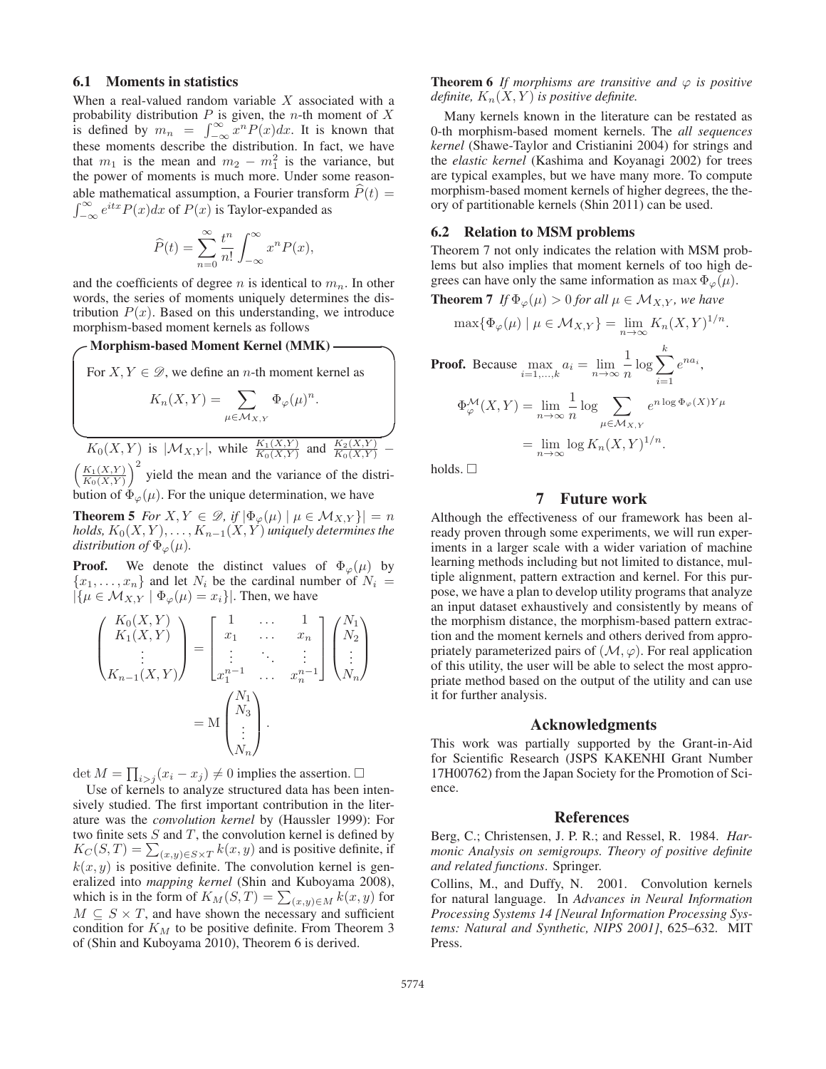### 6.1 Moments in statistics

When a real-valued random variable $X$ associated with a probability distribution $P$ is given, the $n$-th moment of $X$ is defined by $m_n = \int_{-\infty}^{\infty} x^n P(x)dx$. It is known that these moments describe the distribution. In fact, we have that $m_1$ is the mean and $m_2 - m_1^2$ is the variance, but the power of moments is much more. Under some reasonable mathematical assumption, a Fourier transform $\widehat{P}(t) = \int_{-\infty}^{\infty} e^{itx} P(x)dx$ of $P(x)$ is Taylor-expanded as

$$\widehat{P}(t) = \sum_{n=0}^{\infty} \frac{t^n}{n!} \int_{-\infty}^{\infty} x^n P(x),$$

and the coefficients of degree $n$ is identical to $m_n$. In other words, the series of moments uniquely determines the distribution $P(x)$. Based on this understanding, we introduce morphism-based moment kernels as follows

**Morphism-based Moment Kernel (MMK)**

For $X, Y \in \mathscr{D}$, we define an $n$-th moment kernel as

$$K_n(X,Y) = \sum_{\mu \in \mathcal{M}_{X,Y}} \Phi_\varphi(\mu)^n.$$

$K_0(X,Y)$ is $|\mathcal{M}_{X,Y}|$, while $\frac{K_1(X,Y)}{K_0(X,Y)}$ and $\frac{K_2(X,Y)}{K_0(X,Y)} - \left(\frac{K_1(X,Y)}{K_0(X,Y)}\right)^2$ yield the mean and the variance of the distribution of $\Phi_\varphi(\mu)$. For the unique determination, we have

**Theorem 5** *For $X, Y \in \mathscr{D}$, if $|\Phi_\varphi(\mu) \mid \mu \in \mathcal{M}_{X,Y}\}| = n$ holds, $K_0(X,Y), \ldots, K_{n-1}(X,Y)$ uniquely determines the distribution of $\Phi_\varphi(\mu)$.*

**Proof.** We denote the distinct values of $\Phi_\varphi(\mu)$ by $\{x_1, \ldots, x_n\}$ and let $N_i$ be the cardinal number of $N_i = |\{\mu \in \mathcal{M}_{X,Y} \mid \Phi_\varphi(\mu) = x_i\}|$. Then, we have

$$\begin{pmatrix} K_0(X,Y) \\ K_1(X,Y) \\ \vdots \\ K_{n-1}(X,Y) \end{pmatrix} = \begin{bmatrix} 1 & \ldots & 1 \\ x_1 & \ldots & x_n \\ \vdots & \ddots & \vdots \\ x_1^{n-1} & \ldots & x_n^{n-1} \end{bmatrix} \begin{pmatrix} N_1 \\ N_2 \\ \vdots \\ N_n \end{pmatrix} = \mathrm{M} \begin{pmatrix} N_1 \\ N_3 \\ \vdots \\ N_n \end{pmatrix}.$$

$\det M = \prod_{i>j}(x_i - x_j) \neq 0$ implies the assertion. □

Use of kernels to analyze structured data has been intensively studied. The first important contribution in the literature was the *convolution kernel* by (Haussler 1999): For two finite sets $S$ and $T$, the convolution kernel is defined by $K_C(S,T) = \sum_{(x,y) \in S \times T} k(x,y)$ and is positive definite, if $k(x,y)$ is positive definite. The convolution kernel is generalized into *mapping kernel* (Shin and Kuboyama 2008), which is in the form of $K_M(S,T) = \sum_{(x,y) \in M} k(x,y)$ for $M \subseteq S \times T$, and have shown the necessary and sufficient condition for $K_M$ to be positive definite. From Theorem 3 of (Shin and Kuboyama 2010), Theorem 6 is derived.

**Theorem 6** *If morphisms are transitive and $\varphi$ is positive definite, $K_n(X,Y)$ is positive definite.*

Many kernels known in the literature can be restated as 0-th morphism-based moment kernels. The *all sequences kernel* (Shawe-Taylor and Cristianini 2004) for strings and the *elastic kernel* (Kashima and Koyanagi 2002) for trees are typical examples, but we have many more. To compute morphism-based moment kernels of higher degrees, the theory of partitionable kernels (Shin 2011) can be used.

### 6.2 Relation to MSM problems

Theorem 7 not only indicates the relation with MSM problems but also implies that moment kernels of too high degrees can have only the same information as $\max \Phi_\varphi(\mu)$.

**Theorem 7** *If $\Phi_\varphi(\mu) > 0$ for all $\mu \in \mathcal{M}_{X,Y}$, we have*

$$\max\{\Phi_\varphi(\mu) \mid \mu \in \mathcal{M}_{X,Y}\} = \lim_{n \to \infty} K_n(X,Y)^{1/n}.$$

**Proof.** Because $\max_{i=1,\ldots,k} a_i = \lim_{n \to \infty} \frac{1}{n} \log \sum_{i=1}^{k} e^{na_i}$,

$$\Phi_\varphi^{\mathcal{M}}(X,Y) = \lim_{n \to \infty} \frac{1}{n} \log \sum_{\mu \in \mathcal{M}_{X,Y}} e^{n \log \Phi_\varphi(X) Y \mu}$$
$$= \lim_{n \to \infty} \log K_n(X,Y)^{1/n}.$$

holds. □

## 7 Future work

Although the effectiveness of our framework has been already proven through some experiments, we will run experiments in a larger scale with a wider variation of machine learning methods including but not limited to distance, multiple alignment, pattern extraction and kernel. For this purpose, we have a plan to develop utility programs that analyze an input dataset exhaustively and consistently by means of the morphism distance, the morphism-based pattern extraction and the moment kernels and others derived from appropriately parameterized pairs of $(\mathcal{M}, \varphi)$. For real application of this utility, the user will be able to select the most appropriate method based on the output of the utility and can use it for further analysis.

## Acknowledgments

This work was partially supported by the Grant-in-Aid for Scientific Research (JSPS KAKENHI Grant Number 17H00762) from the Japan Society for the Promotion of Science.

## References

Berg, C.; Christensen, J. P. R.; and Ressel, R. 1984. *Harmonic Analysis on semigroups. Theory of positive definite and related functions*. Springer.

Collins, M., and Duffy, N. 2001. Convolution kernels for natural language. In *Advances in Neural Information Processing Systems 14 [Neural Information Processing Systems: Natural and Synthetic, NIPS 2001]*, 625–632. MIT Press.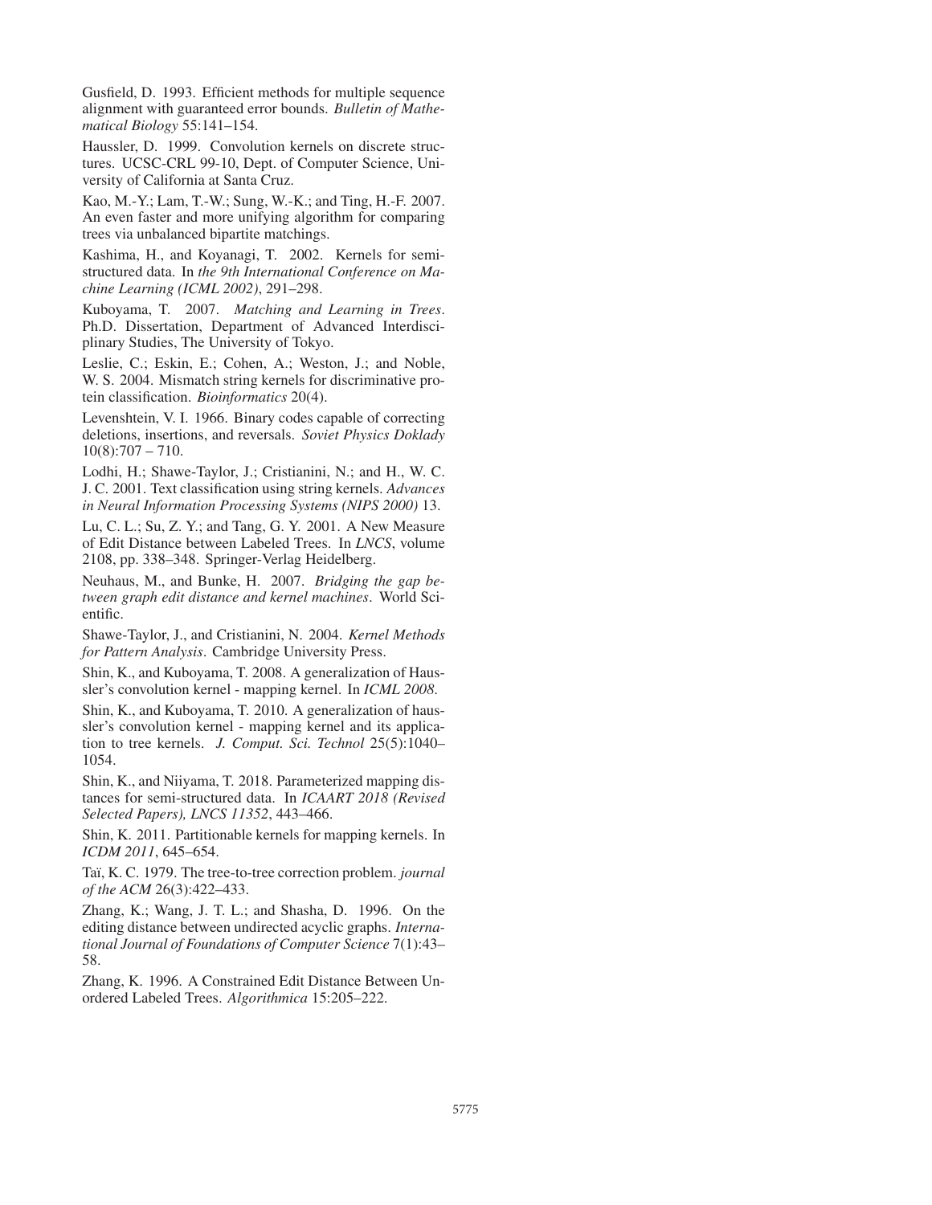Gusfield, D. 1993. Efficient methods for multiple sequence alignment with guaranteed error bounds. *Bulletin of Mathematical Biology* 55:141–154.

Haussler, D. 1999. Convolution kernels on discrete structures. UCSC-CRL 99-10, Dept. of Computer Science, University of California at Santa Cruz.

Kao, M.-Y.; Lam, T.-W.; Sung, W.-K.; and Ting, H.-F. 2007. An even faster and more unifying algorithm for comparing trees via unbalanced bipartite matchings.

Kashima, H., and Koyanagi, T. 2002. Kernels for semi-structured data. In *the 9th International Conference on Machine Learning (ICML 2002)*, 291–298.

Kuboyama, T. 2007. *Matching and Learning in Trees*. Ph.D. Dissertation, Department of Advanced Interdisciplinary Studies, The University of Tokyo.

Leslie, C.; Eskin, E.; Cohen, A.; Weston, J.; and Noble, W. S. 2004. Mismatch string kernels for discriminative protein classification. *Bioinformatics* 20(4).

Levenshtein, V. I. 1966. Binary codes capable of correcting deletions, insertions, and reversals. *Soviet Physics Doklady* 10(8):707 – 710.

Lodhi, H.; Shawe-Taylor, J.; Cristianini, N.; and H., W. C. J. C. 2001. Text classification using string kernels. *Advances in Neural Information Processing Systems (NIPS 2000)* 13.

Lu, C. L.; Su, Z. Y.; and Tang, G. Y. 2001. A New Measure of Edit Distance between Labeled Trees. In *LNCS*, volume 2108, pp. 338–348. Springer-Verlag Heidelberg.

Neuhaus, M., and Bunke, H. 2007. *Bridging the gap between graph edit distance and kernel machines*. World Scientific.

Shawe-Taylor, J., and Cristianini, N. 2004. *Kernel Methods for Pattern Analysis*. Cambridge University Press.

Shin, K., and Kuboyama, T. 2008. A generalization of Haussler's convolution kernel - mapping kernel. In *ICML 2008*.

Shin, K., and Kuboyama, T. 2010. A generalization of haussler's convolution kernel - mapping kernel and its application to tree kernels. *J. Comput. Sci. Technol* 25(5):1040–1054.

Shin, K., and Niiyama, T. 2018. Parameterized mapping distances for semi-structured data. In *ICAART 2018 (Revised Selected Papers), LNCS 11352*, 443–466.

Shin, K. 2011. Partitionable kernels for mapping kernels. In *ICDM 2011*, 645–654.

Taï, K. C. 1979. The tree-to-tree correction problem. *journal of the ACM* 26(3):422–433.

Zhang, K.; Wang, J. T. L.; and Shasha, D. 1996. On the editing distance between undirected acyclic graphs. *International Journal of Foundations of Computer Science* 7(1):43–58.

Zhang, K. 1996. A Constrained Edit Distance Between Unordered Labeled Trees. *Algorithmica* 15:205–222.